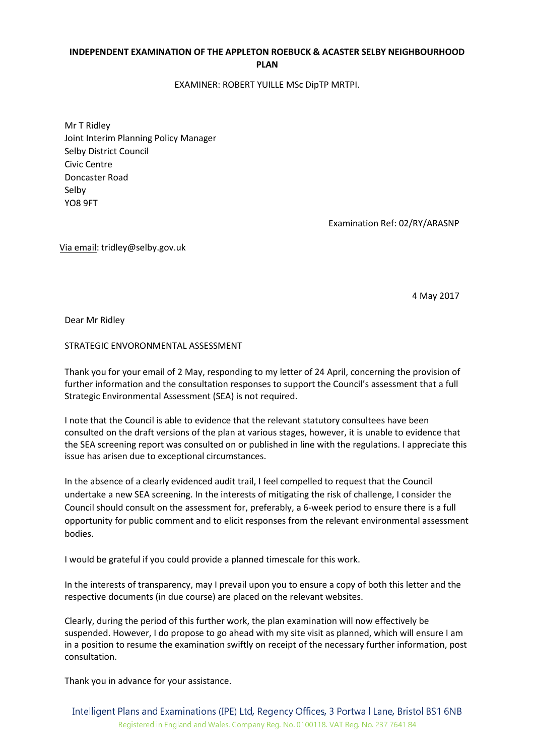**INDEPENDENT EXAMINATION OF THE APPLETON ROEBUCK & ACASTER SELBY NEIGHBOURHOOD PLAN**

EXAMINER: ROBERT YUILLE MSc DipTP MRTPI.

Mr T Ridley
Joint Interim Planning Policy Manager
Selby District Council
Civic Centre
Doncaster Road
Selby
YO8 9FT

Examination Ref: 02/RY/ARASNP

Via email: tridley@selby.gov.uk

4 May 2017

Dear Mr Ridley

STRATEGIC ENVORONMENTAL ASSESSMENT

Thank you for your email of 2 May, responding to my letter of 24 April, concerning the provision of further information and the consultation responses to support the Council's assessment that a full Strategic Environmental Assessment (SEA) is not required.

I note that the Council is able to evidence that the relevant statutory consultees have been consulted on the draft versions of the plan at various stages, however, it is unable to evidence that the SEA screening report was consulted on or published in line with the regulations. I appreciate this issue has arisen due to exceptional circumstances.

In the absence of a clearly evidenced audit trail, I feel compelled to request that the Council undertake a new SEA screening. In the interests of mitigating the risk of challenge, I consider the Council should consult on the assessment for, preferably, a 6-week period to ensure there is a full opportunity for public comment and to elicit responses from the relevant environmental assessment bodies.

I would be grateful if you could provide a planned timescale for this work.

In the interests of transparency, may I prevail upon you to ensure a copy of both this letter and the respective documents (in due course) are placed on the relevant websites.

Clearly, during the period of this further work, the plan examination will now effectively be suspended. However, I do propose to go ahead with my site visit as planned, which will ensure I am in a position to resume the examination swiftly on receipt of the necessary further information, post consultation.

Thank you in advance for your assistance.

Intelligent Plans and Examinations (IPE) Ltd, Regency Offices, 3 Portwall Lane, Bristol BS1 6NB
Registered in England and Wales. Company Reg. No. 0100118. VAT Reg. No. 237 7641 84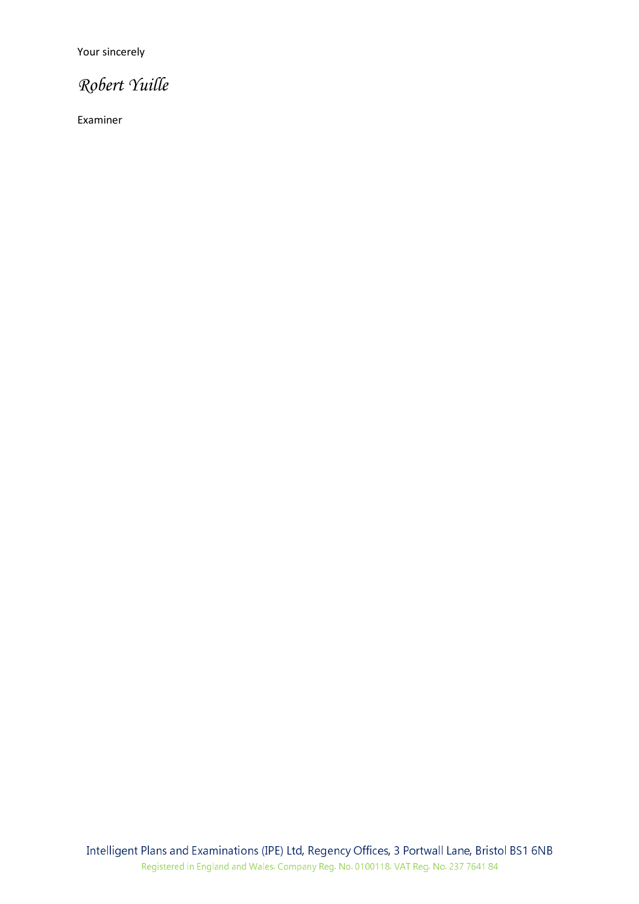Your sincerely

*Robert Yuille*

Examiner

Intelligent Plans and Examinations (IPE) Ltd, Regency Offices, 3 Portwall Lane, Bristol BS1 6NB

Registered in England and Wales. Company Reg. No. 0100118. VAT Reg. No. 237 7641 84